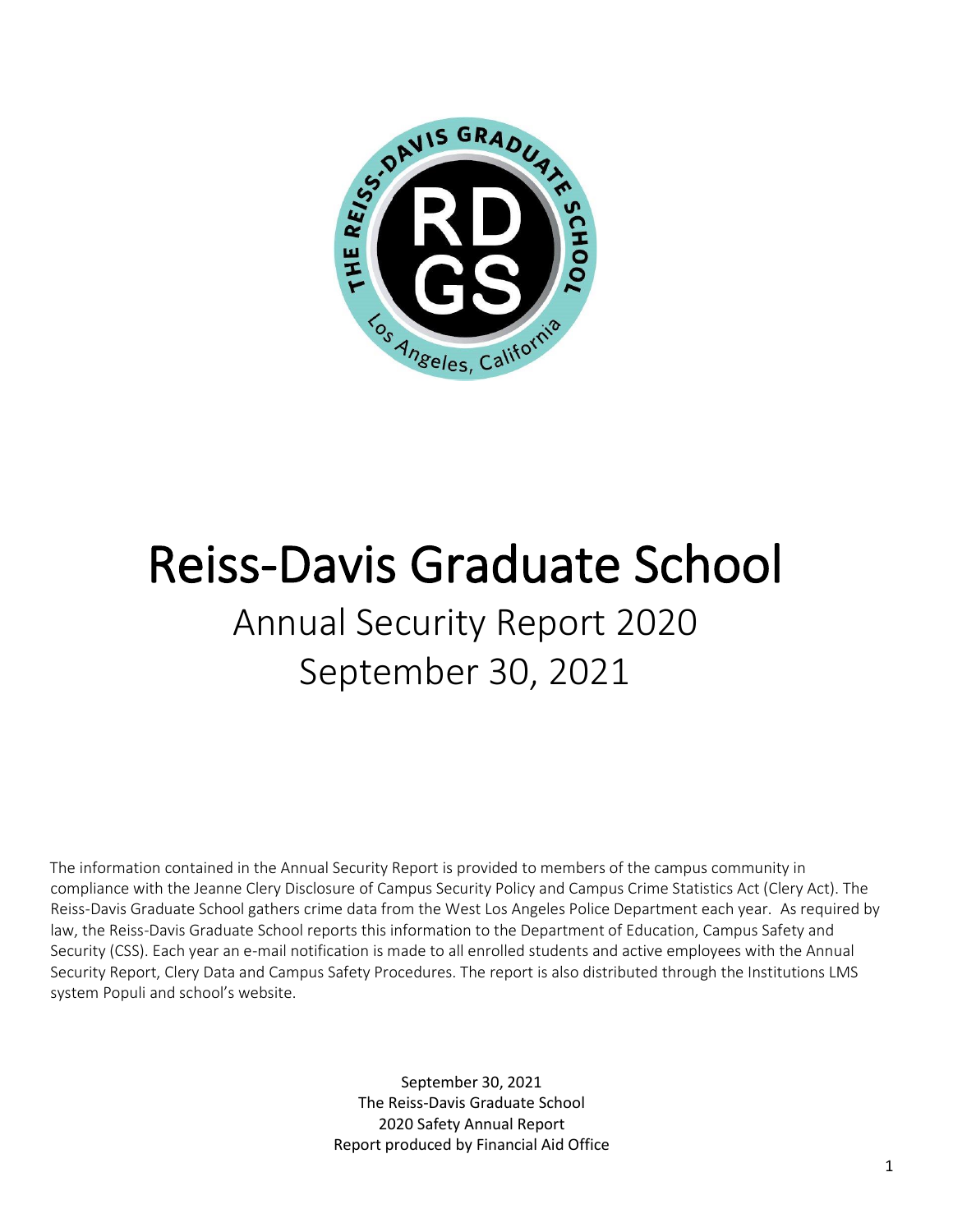# Reiss-Davis Graduate School

## Annual Security Report 2020

## September 30, 2021

The information contained in the Annual Security Report is provided to members of the campus community in compliance with the Jeanne Clery Disclosure of Campus Security Policy and Campus Crime Statistics Act (Clery Act). The Reiss-Davis Graduate School gathers crime data from the West Los Angeles Police Department each year. As required by law, the Reiss-Davis Graduate School reports this information to the Department of Education, Campus Safety and Security (CSS). Each year an e-mail notification is made to all enrolled students and active employees with the Annual Security Report, Clery Data and Campus Safety Procedures. The report is also distributed through the Institutions LMS system Populi and school's website.

September 30, 2021
The Reiss-Davis Graduate School
2020 Safety Annual Report
Report produced by Financial Aid Office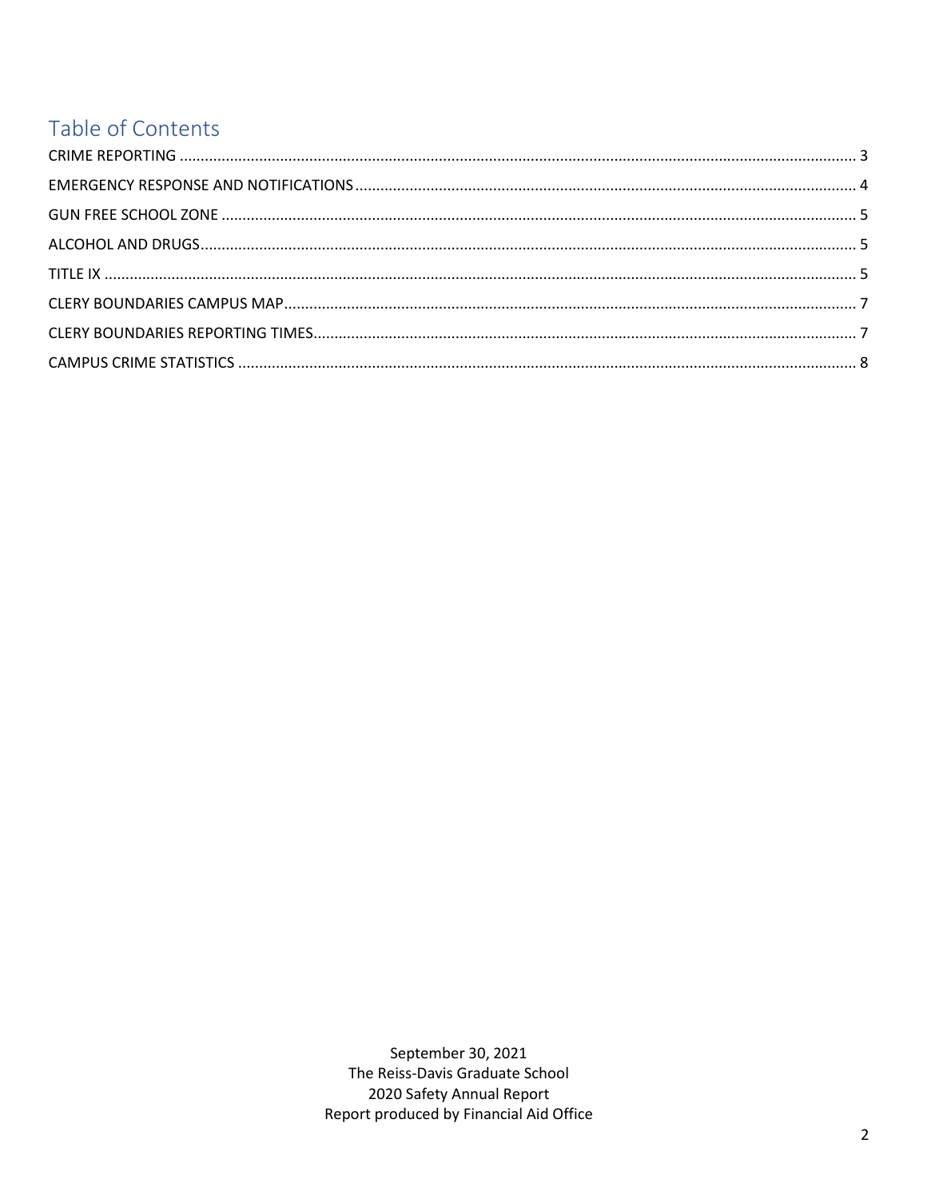## Table of Contents

CRIME REPORTING ..... 3
EMERGENCY RESPONSE AND NOTIFICATIONS ..... 4
GUN FREE SCHOOL ZONE ..... 5
ALCOHOL AND DRUGS ..... 5
TITLE IX ..... 5
CLERY BOUNDARIES CAMPUS MAP ..... 7
CLERY BOUNDARIES REPORTING TIMES ..... 7
CAMPUS CRIME STATISTICS ..... 8

September 30, 2021
The Reiss-Davis Graduate School
2020 Safety Annual Report
Report produced by Financial Aid Office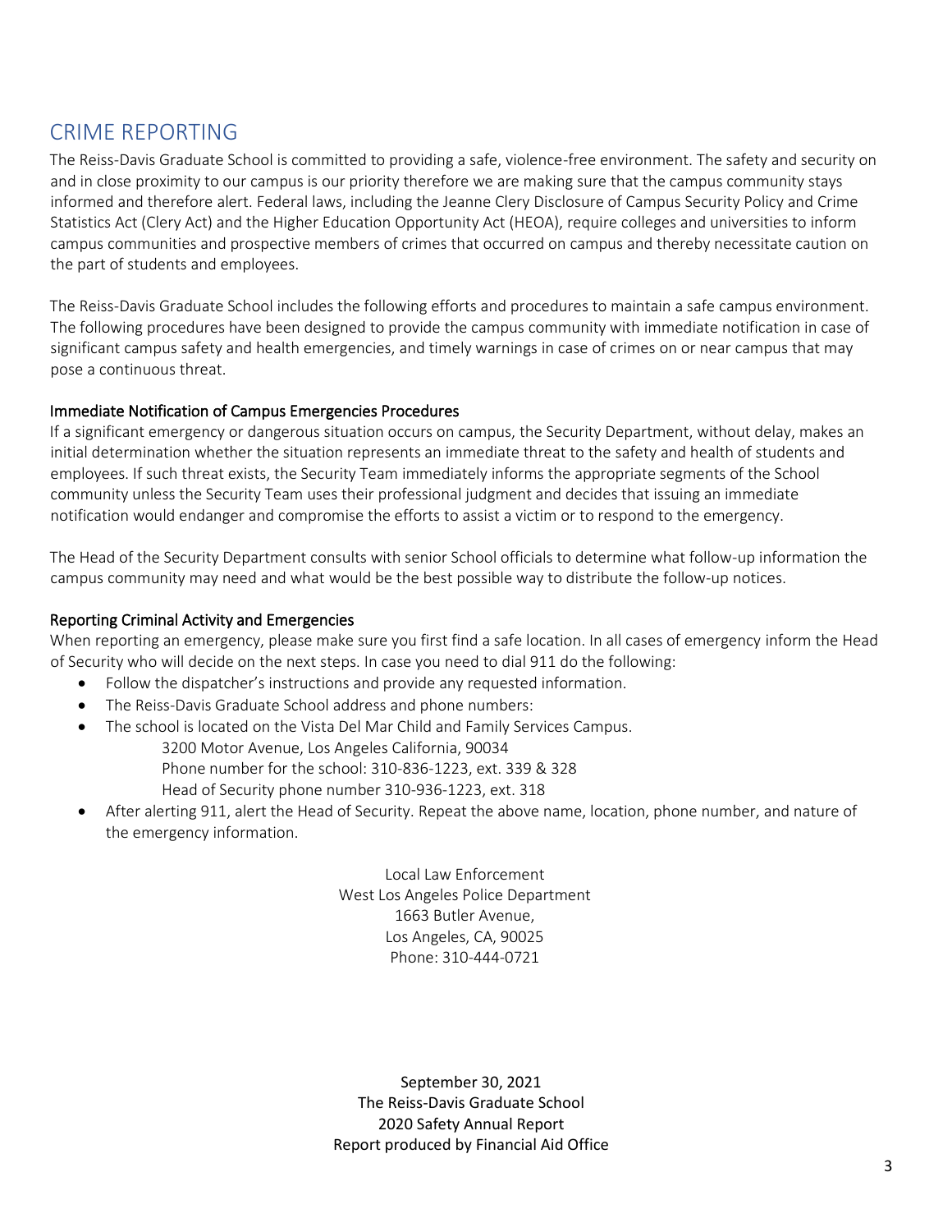## CRIME REPORTING

The Reiss-Davis Graduate School is committed to providing a safe, violence-free environment. The safety and security on and in close proximity to our campus is our priority therefore we are making sure that the campus community stays informed and therefore alert. Federal laws, including the Jeanne Clery Disclosure of Campus Security Policy and Crime Statistics Act (Clery Act) and the Higher Education Opportunity Act (HEOA), require colleges and universities to inform campus communities and prospective members of crimes that occurred on campus and thereby necessitate caution on the part of students and employees.

The Reiss-Davis Graduate School includes the following efforts and procedures to maintain a safe campus environment. The following procedures have been designed to provide the campus community with immediate notification in case of significant campus safety and health emergencies, and timely warnings in case of crimes on or near campus that may pose a continuous threat.

### Immediate Notification of Campus Emergencies Procedures

If a significant emergency or dangerous situation occurs on campus, the Security Department, without delay, makes an initial determination whether the situation represents an immediate threat to the safety and health of students and employees. If such threat exists, the Security Team immediately informs the appropriate segments of the School community unless the Security Team uses their professional judgment and decides that issuing an immediate notification would endanger and compromise the efforts to assist a victim or to respond to the emergency.

The Head of the Security Department consults with senior School officials to determine what follow-up information the campus community may need and what would be the best possible way to distribute the follow-up notices.

### Reporting Criminal Activity and Emergencies

When reporting an emergency, please make sure you first find a safe location. In all cases of emergency inform the Head of Security who will decide on the next steps. In case you need to dial 911 do the following:

- Follow the dispatcher's instructions and provide any requested information.
- The Reiss-Davis Graduate School address and phone numbers:
- The school is located on the Vista Del Mar Child and Family Services Campus.
  3200 Motor Avenue, Los Angeles California, 90034
  Phone number for the school: 310-836-1223, ext. 339 & 328
  Head of Security phone number 310-936-1223, ext. 318
- After alerting 911, alert the Head of Security. Repeat the above name, location, phone number, and nature of the emergency information.

Local Law Enforcement
West Los Angeles Police Department
1663 Butler Avenue,
Los Angeles, CA, 90025
Phone: 310-444-0721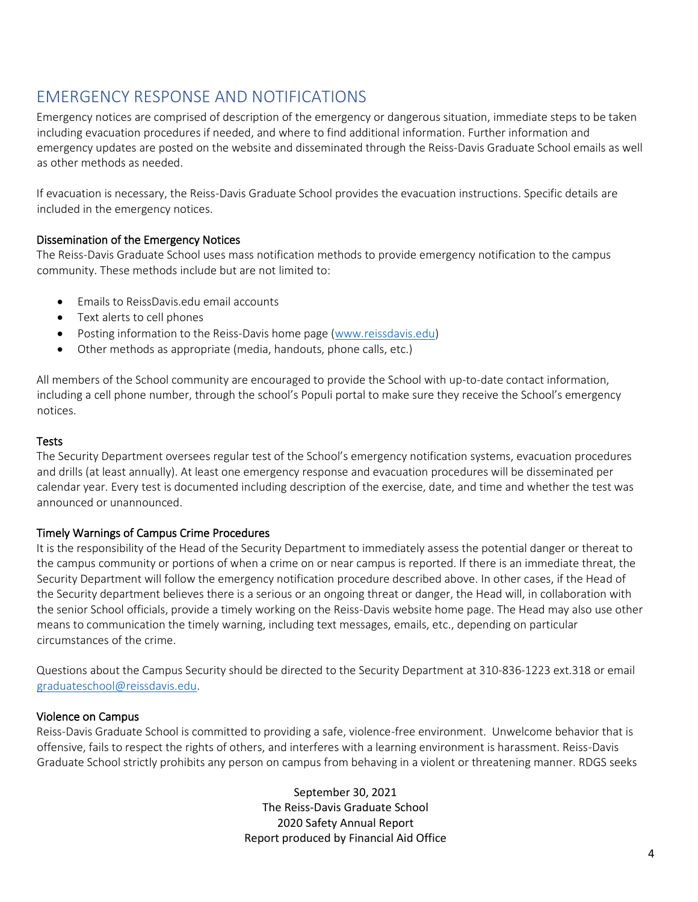## EMERGENCY RESPONSE AND NOTIFICATIONS

Emergency notices are comprised of description of the emergency or dangerous situation, immediate steps to be taken including evacuation procedures if needed, and where to find additional information. Further information and emergency updates are posted on the website and disseminated through the Reiss-Davis Graduate School emails as well as other methods as needed.

If evacuation is necessary, the Reiss-Davis Graduate School provides the evacuation instructions. Specific details are included in the emergency notices.

### Dissemination of the Emergency Notices

The Reiss-Davis Graduate School uses mass notification methods to provide emergency notification to the campus community. These methods include but are not limited to:

- Emails to ReissDavis.edu email accounts
- Text alerts to cell phones
- Posting information to the Reiss-Davis home page (www.reissdavis.edu)
- Other methods as appropriate (media, handouts, phone calls, etc.)

All members of the School community are encouraged to provide the School with up-to-date contact information, including a cell phone number, through the school's Populi portal to make sure they receive the School's emergency notices.

### Tests

The Security Department oversees regular test of the School's emergency notification systems, evacuation procedures and drills (at least annually). At least one emergency response and evacuation procedures will be disseminated per calendar year. Every test is documented including description of the exercise, date, and time and whether the test was announced or unannounced.

### Timely Warnings of Campus Crime Procedures

It is the responsibility of the Head of the Security Department to immediately assess the potential danger or thereat to the campus community or portions of when a crime on or near campus is reported. If there is an immediate threat, the Security Department will follow the emergency notification procedure described above. In other cases, if the Head of the Security department believes there is a serious or an ongoing threat or danger, the Head will, in collaboration with the senior School officials, provide a timely working on the Reiss-Davis website home page. The Head may also use other means to communication the timely warning, including text messages, emails, etc., depending on particular circumstances of the crime.

Questions about the Campus Security should be directed to the Security Department at 310-836-1223 ext.318 or email graduateschool@reissdavis.edu.

### Violence on Campus

Reiss-Davis Graduate School is committed to providing a safe, violence-free environment. Unwelcome behavior that is offensive, fails to respect the rights of others, and interferes with a learning environment is harassment. Reiss-Davis Graduate School strictly prohibits any person on campus from behaving in a violent or threatening manner. RDGS seeks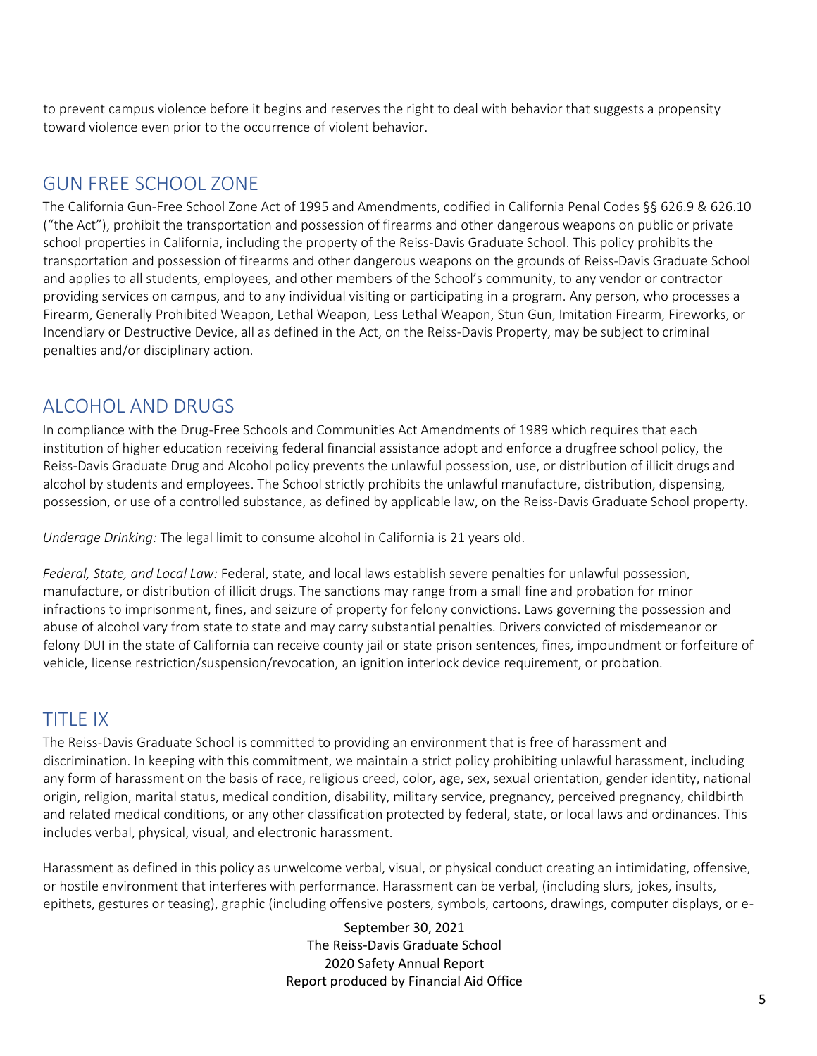to prevent campus violence before it begins and reserves the right to deal with behavior that suggests a propensity toward violence even prior to the occurrence of violent behavior.

## GUN FREE SCHOOL ZONE

The California Gun-Free School Zone Act of 1995 and Amendments, codified in California Penal Codes §§ 626.9 & 626.10 ("the Act"), prohibit the transportation and possession of firearms and other dangerous weapons on public or private school properties in California, including the property of the Reiss-Davis Graduate School. This policy prohibits the transportation and possession of firearms and other dangerous weapons on the grounds of Reiss-Davis Graduate School and applies to all students, employees, and other members of the School's community, to any vendor or contractor providing services on campus, and to any individual visiting or participating in a program. Any person, who processes a Firearm, Generally Prohibited Weapon, Lethal Weapon, Less Lethal Weapon, Stun Gun, Imitation Firearm, Fireworks, or Incendiary or Destructive Device, all as defined in the Act, on the Reiss-Davis Property, may be subject to criminal penalties and/or disciplinary action.

## ALCOHOL AND DRUGS

In compliance with the Drug-Free Schools and Communities Act Amendments of 1989 which requires that each institution of higher education receiving federal financial assistance adopt and enforce a drugfree school policy, the Reiss-Davis Graduate Drug and Alcohol policy prevents the unlawful possession, use, or distribution of illicit drugs and alcohol by students and employees. The School strictly prohibits the unlawful manufacture, distribution, dispensing, possession, or use of a controlled substance, as defined by applicable law, on the Reiss-Davis Graduate School property.

*Underage Drinking:* The legal limit to consume alcohol in California is 21 years old.

*Federal, State, and Local Law:* Federal, state, and local laws establish severe penalties for unlawful possession, manufacture, or distribution of illicit drugs. The sanctions may range from a small fine and probation for minor infractions to imprisonment, fines, and seizure of property for felony convictions. Laws governing the possession and abuse of alcohol vary from state to state and may carry substantial penalties. Drivers convicted of misdemeanor or felony DUI in the state of California can receive county jail or state prison sentences, fines, impoundment or forfeiture of vehicle, license restriction/suspension/revocation, an ignition interlock device requirement, or probation.

## TITLE IX

The Reiss-Davis Graduate School is committed to providing an environment that is free of harassment and discrimination. In keeping with this commitment, we maintain a strict policy prohibiting unlawful harassment, including any form of harassment on the basis of race, religious creed, color, age, sex, sexual orientation, gender identity, national origin, religion, marital status, medical condition, disability, military service, pregnancy, perceived pregnancy, childbirth and related medical conditions, or any other classification protected by federal, state, or local laws and ordinances. This includes verbal, physical, visual, and electronic harassment.

Harassment as defined in this policy as unwelcome verbal, visual, or physical conduct creating an intimidating, offensive, or hostile environment that interferes with performance. Harassment can be verbal, (including slurs, jokes, insults, epithets, gestures or teasing), graphic (including offensive posters, symbols, cartoons, drawings, computer displays, or e-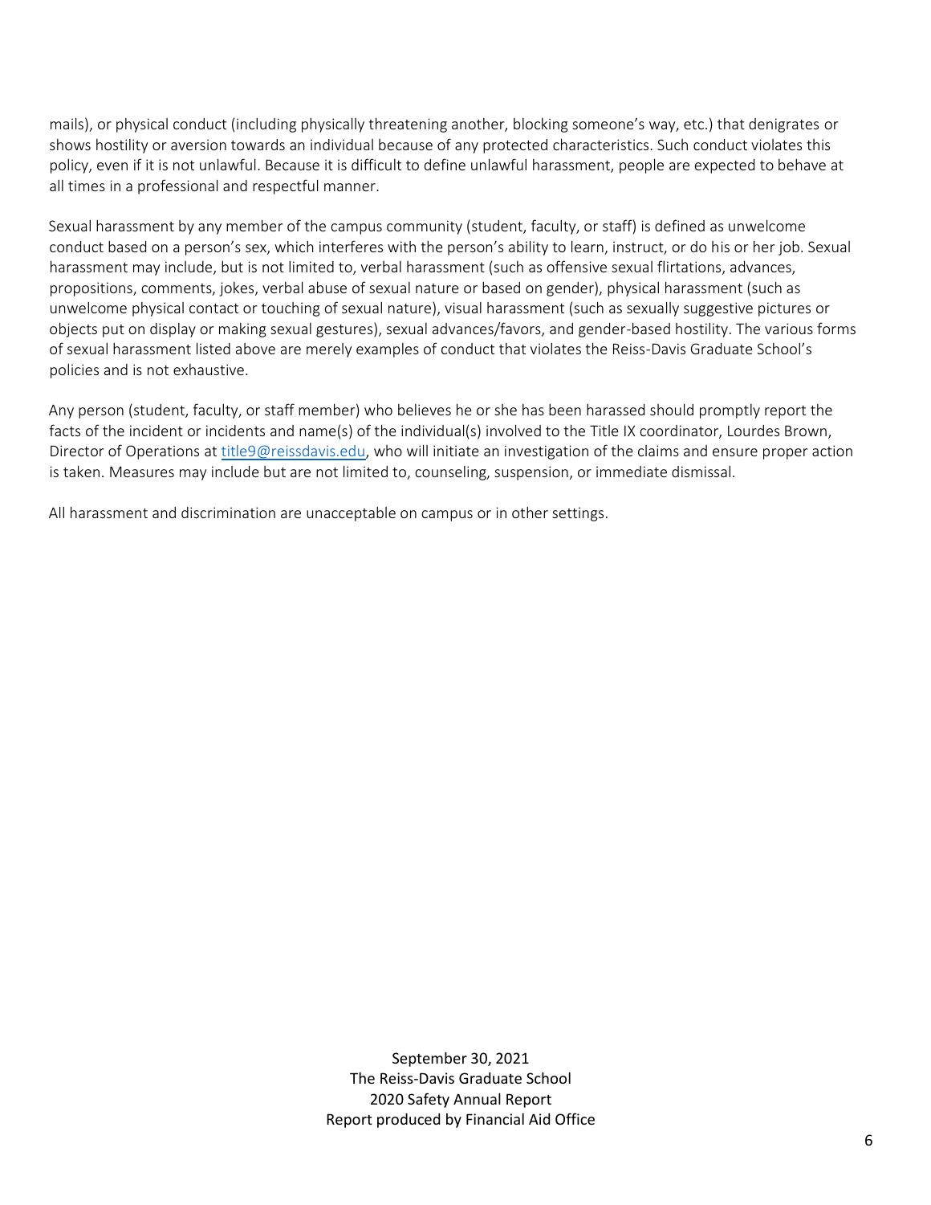mails), or physical conduct (including physically threatening another, blocking someone's way, etc.) that denigrates or shows hostility or aversion towards an individual because of any protected characteristics. Such conduct violates this policy, even if it is not unlawful. Because it is difficult to define unlawful harassment, people are expected to behave at all times in a professional and respectful manner.

Sexual harassment by any member of the campus community (student, faculty, or staff) is defined as unwelcome conduct based on a person's sex, which interferes with the person's ability to learn, instruct, or do his or her job. Sexual harassment may include, but is not limited to, verbal harassment (such as offensive sexual flirtations, advances, propositions, comments, jokes, verbal abuse of sexual nature or based on gender), physical harassment (such as unwelcome physical contact or touching of sexual nature), visual harassment (such as sexually suggestive pictures or objects put on display or making sexual gestures), sexual advances/favors, and gender-based hostility. The various forms of sexual harassment listed above are merely examples of conduct that violates the Reiss-Davis Graduate School's policies and is not exhaustive.

Any person (student, faculty, or staff member) who believes he or she has been harassed should promptly report the facts of the incident or incidents and name(s) of the individual(s) involved to the Title IX coordinator, Lourdes Brown, Director of Operations at [title9@reissdavis.edu](mailto:title9@reissdavis.edu), who will initiate an investigation of the claims and ensure proper action is taken. Measures may include but are not limited to, counseling, suspension, or immediate dismissal.

All harassment and discrimination are unacceptable on campus or in other settings.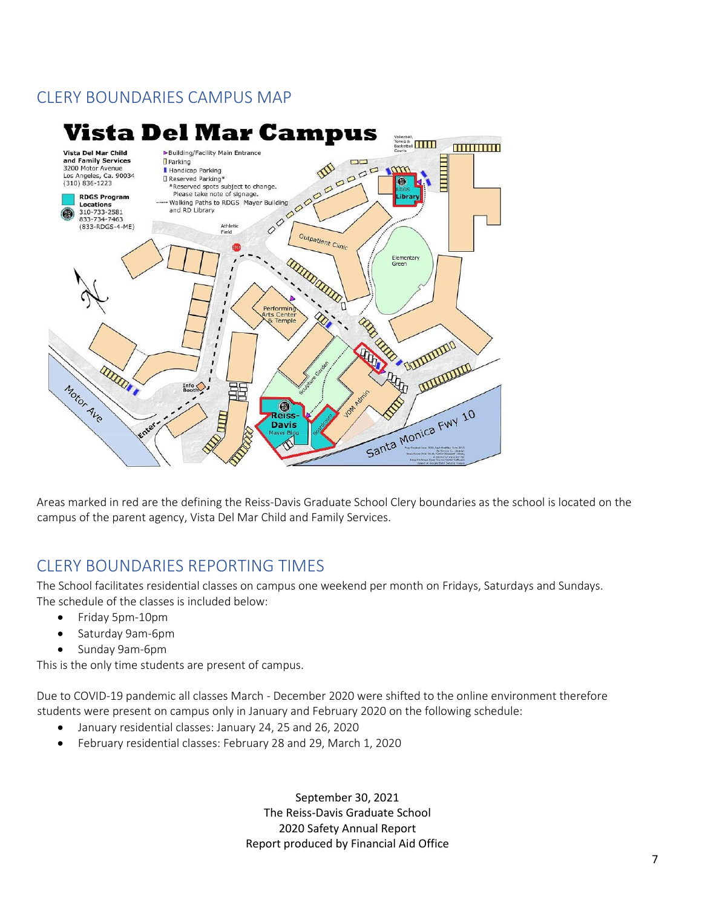## CLERY BOUNDARIES CAMPUS MAP

Areas marked in red are the defining the Reiss-Davis Graduate School Clery boundaries as the school is located on the campus of the parent agency, Vista Del Mar Child and Family Services.

## CLERY BOUNDARIES REPORTING TIMES

The School facilitates residential classes on campus one weekend per month on Fridays, Saturdays and Sundays. The schedule of the classes is included below:

- Friday 5pm-10pm
- Saturday 9am-6pm
- Sunday 9am-6pm

This is the only time students are present of campus.

Due to COVID-19 pandemic all classes March - December 2020 were shifted to the online environment therefore students were present on campus only in January and February 2020 on the following schedule:

- January residential classes: January 24, 25 and 26, 2020
- February residential classes: February 28 and 29, March 1, 2020

September 30, 2021
The Reiss-Davis Graduate School
2020 Safety Annual Report
Report produced by Financial Aid Office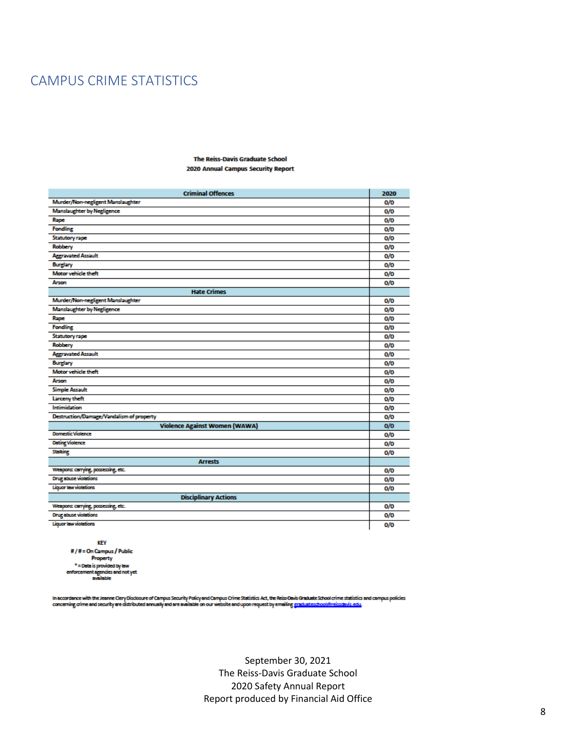# CAMPUS CRIME STATISTICS

**The Reiss-Davis Graduate School**
**2020 Annual Campus Security Report**

| Criminal Offences | 2020 |
|---|---|
| Murder/Non-negligent Manslaughter | 0/0 |
| Manslaughter by Negligence | 0/0 |
| Rape | 0/0 |
| Fondling | 0/0 |
| Statutory rape | 0/0 |
| Robbery | 0/0 |
| Aggravated Assault | 0/0 |
| Burglary | 0/0 |
| Motor vehicle theft | 0/0 |
| Arson | 0/0 |
| **Hate Crimes** | |
| Murder/Non-negligent Manslaughter | 0/0 |
| Manslaughter by Negligence | 0/0 |
| Rape | 0/0 |
| Fondling | 0/0 |
| Statutory rape | 0/0 |
| Robbery | 0/0 |
| Aggravated Assault | 0/0 |
| Burglary | 0/0 |
| Motor vehicle theft | 0/0 |
| Arson | 0/0 |
| Simple Assault | 0/0 |
| Larceny theft | 0/0 |
| Intimidation | 0/0 |
| Destruction/Damage/Vandalism of property | 0/0 |
| **Violence Against Women (WAWA)** | 0/0 |
| Domestic Violence | 0/0 |
| Dating Violence | 0/0 |
| Stalking | 0/0 |
| **Arrests** | |
| Weapons: carrying, possessing, etc. | 0/0 |
| Drug abuse violations | 0/0 |
| Liquor law violations | 0/0 |
| **Disciplinary Actions** | |
| Weapons: carrying, possessing, etc. | 0/0 |
| Drug abuse violations | 0/0 |
| Liquor law violations | 0/0 |

KEY
#/# = On Campus / Public Property
* = Data is provided by law enforcement agencies and not yet available

In accordance with the Jeanne Clery Disclosure of Campus Security Policy and Campus Crime Statistics Act, the Reiss-Davis Graduate School crime statistics and campus policies concerning crime and security are distributed annually and are available on our website and upon request by emailing graduateschool@reissdavis.edu

September 30, 2021
The Reiss-Davis Graduate School
2020 Safety Annual Report
Report produced by Financial Aid Office